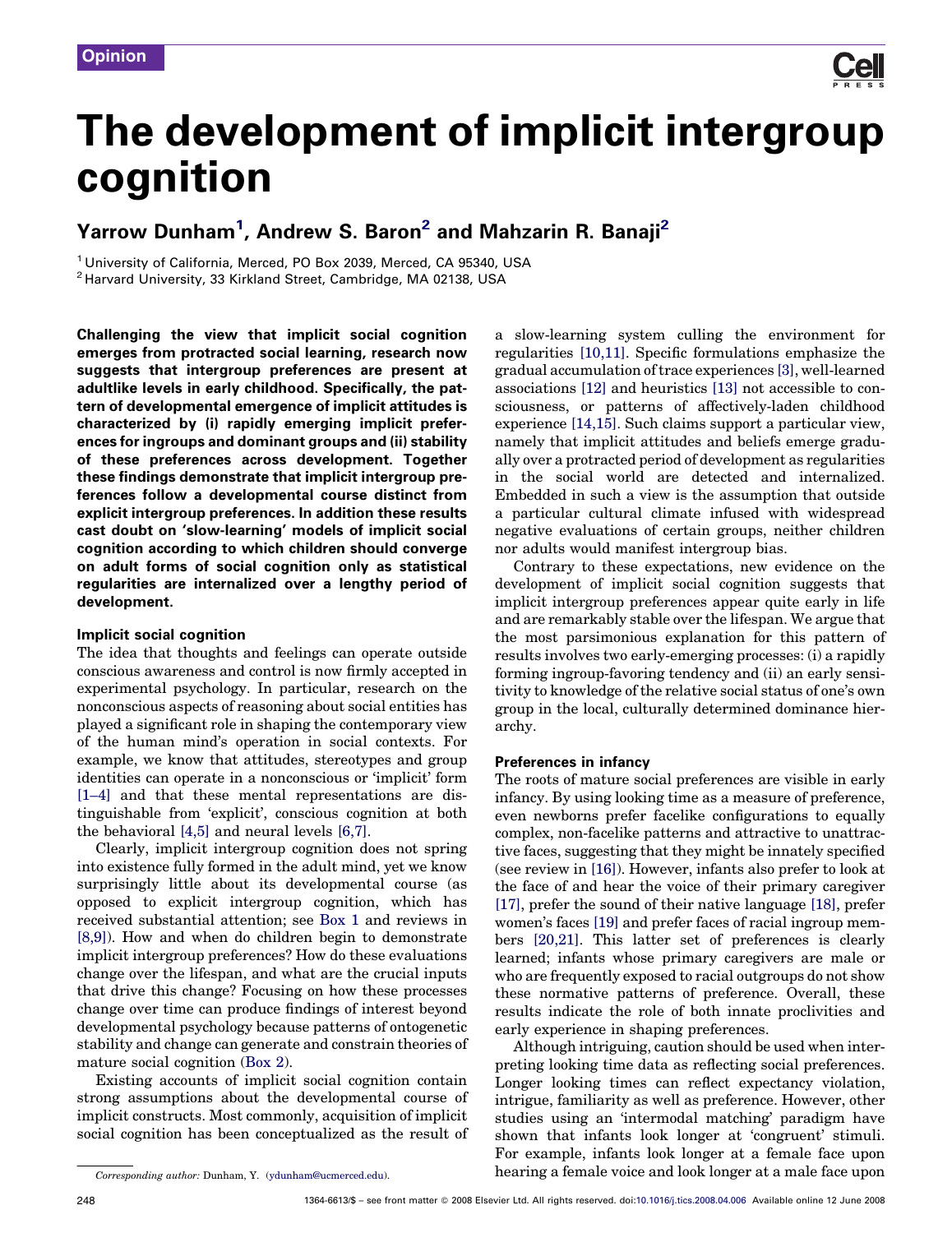Opinion

# The development of implicit intergroup cognition

**Yarrow Dunham[1], Andrew S. Baron[2] and Mahzarin R. Banaji[2]**

[1] University of California, Merced, PO Box 2039, Merced, CA 95340, USA
[2] Harvard University, 33 Kirkland Street, Cambridge, MA 02138, USA

**Challenging the view that implicit social cognition emerges from protracted social learning, research now suggests that intergroup preferences are present at adultlike levels in early childhood. Specifically, the pattern of developmental emergence of implicit attitudes is characterized by (i) rapidly emerging implicit preferences for ingroups and dominant groups and (ii) stability of these preferences across development. Together these findings demonstrate that implicit intergroup preferences follow a developmental course distinct from explicit intergroup preferences. In addition these results cast doubt on 'slow-learning' models of implicit social cognition according to which children should converge on adult forms of social cognition only as statistical regularities are internalized over a lengthy period of development.**

## Implicit social cognition

The idea that thoughts and feelings can operate outside conscious awareness and control is now firmly accepted in experimental psychology. In particular, research on the nonconscious aspects of reasoning about social entities has played a significant role in shaping the contemporary view of the human mind's operation in social contexts. For example, we know that attitudes, stereotypes and group identities can operate in a nonconscious or 'implicit' form [1–4] and that these mental representations are distinguishable from 'explicit', conscious cognition at both the behavioral [4,5] and neural levels [6,7].

Clearly, implicit intergroup cognition does not spring into existence fully formed in the adult mind, yet we know surprisingly little about its developmental course (as opposed to explicit intergroup cognition, which has received substantial attention; see Box 1 and reviews in [8,9]). How and when do children begin to demonstrate implicit intergroup preferences? How do these evaluations change over the lifespan, and what are the crucial inputs that drive this change? Focusing on how these processes change over time can produce findings of interest beyond developmental psychology because patterns of ontogenetic stability and change can generate and constrain theories of mature social cognition (Box 2).

Existing accounts of implicit social cognition contain strong assumptions about the developmental course of implicit constructs. Most commonly, acquisition of implicit social cognition has been conceptualized as the result of a slow-learning system culling the environment for regularities [10,11]. Specific formulations emphasize the gradual accumulation of trace experiences [3], well-learned associations [12] and heuristics [13] not accessible to consciousness, or patterns of affectively-laden childhood experience [14,15]. Such claims support a particular view, namely that implicit attitudes and beliefs emerge gradually over a protracted period of development as regularities in the social world are detected and internalized. Embedded in such a view is the assumption that outside a particular cultural climate infused with widespread negative evaluations of certain groups, neither children nor adults would manifest intergroup bias.

Contrary to these expectations, new evidence on the development of implicit social cognition suggests that implicit intergroup preferences appear quite early in life and are remarkably stable over the lifespan. We argue that the most parsimonious explanation for this pattern of results involves two early-emerging processes: (i) a rapidly forming ingroup-favoring tendency and (ii) an early sensitivity to knowledge of the relative social status of one's own group in the local, culturally determined dominance hierarchy.

## Preferences in infancy

The roots of mature social preferences are visible in early infancy. By using looking time as a measure of preference, even newborns prefer facelike configurations to equally complex, non-facelike patterns and attractive to unattractive faces, suggesting that they might be innately specified (see review in [16]). However, infants also prefer to look at the face of and hear the voice of their primary caregiver [17], prefer the sound of their native language [18], prefer women's faces [19] and prefer faces of racial ingroup members [20,21]. This latter set of preferences is clearly learned; infants whose primary caregivers are male or who are frequently exposed to racial outgroups do not show these normative patterns of preference. Overall, these results indicate the role of both innate proclivities and early experience in shaping preferences.

Although intriguing, caution should be used when interpreting looking time data as reflecting social preferences. Longer looking times can reflect expectancy violation, intrigue, familiarity as well as preference. However, other studies using an 'intermodal matching' paradigm have shown that infants look longer at 'congruent' stimuli. For example, infants look longer at a female face upon hearing a female voice and look longer at a male face upon

*Corresponding author:* Dunham, Y. (ydunham@ucmerced.edu).

1364-6613/$ - see front matter © 2008 Elsevier Ltd. All rights reserved. doi:10.1016/j.tics.2008.04.006 Available online 12 June 2008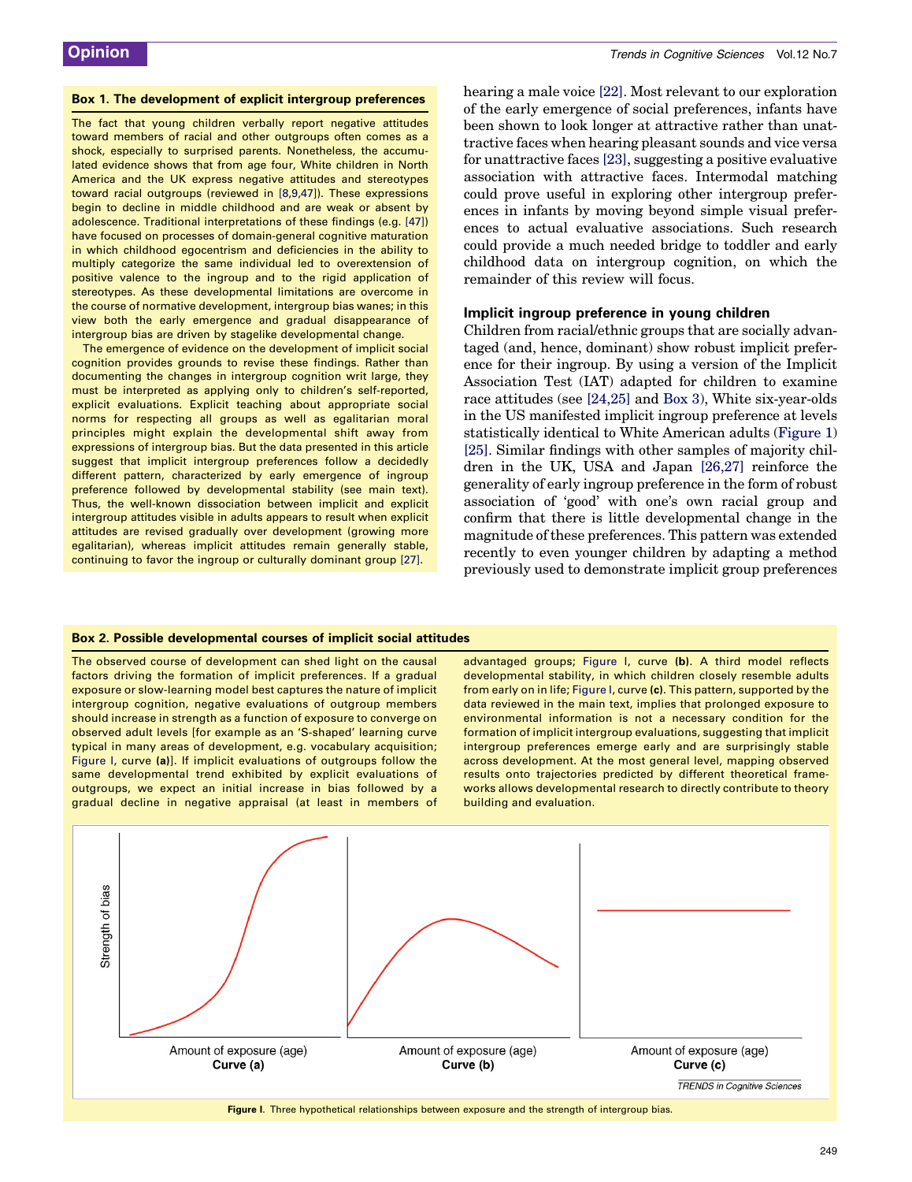### Box 1. The development of explicit intergroup preferences

The fact that young children verbally report negative attitudes toward members of racial and other outgroups often comes as a shock, especially to surprised parents. Nonetheless, the accumulated evidence shows that from age four, White children in North America and the UK express negative attitudes and stereotypes toward racial outgroups (reviewed in [8,9,47]). These expressions begin to decline in middle childhood and are weak or absent by adolescence. Traditional interpretations of these findings (e.g. [47]) have focused on processes of domain-general cognitive maturation in which childhood egocentrism and deficiencies in the ability to multiply categorize the same individual led to overextension of positive valence to the ingroup and to the rigid application of stereotypes. As these developmental limitations are overcome in the course of normative development, intergroup bias wanes; in this view both the early emergence and gradual disappearance of intergroup bias are driven by stagelike developmental change.

The emergence of evidence on the development of implicit social cognition provides grounds to revise these findings. Rather than documenting the changes in intergroup cognition writ large, they must be interpreted as applying only to children's self-reported, explicit evaluations. Explicit teaching about appropriate social norms for respecting all groups as well as egalitarian moral principles might explain the developmental shift away from expressions of intergroup bias. But the data presented in this article suggest that implicit intergroup preferences follow a decidedly different pattern, characterized by early emergence of ingroup preference followed by developmental stability (see main text). Thus, the well-known dissociation between implicit and explicit intergroup attitudes visible in adults appears to result when explicit attitudes are revised gradually over development (growing more egalitarian), whereas implicit attitudes remain generally stable, continuing to favor the ingroup or culturally dominant group [27].

hearing a male voice [22]. Most relevant to our exploration of the early emergence of social preferences, infants have been shown to look longer at attractive rather than unattractive faces when hearing pleasant sounds and vice versa for unattractive faces [23], suggesting a positive evaluative association with attractive faces. Intermodal matching could prove useful in exploring other intergroup preferences in infants by moving beyond simple visual preferences to actual evaluative associations. Such research could provide a much needed bridge to toddler and early childhood data on intergroup cognition, on which the remainder of this review will focus.

## Implicit ingroup preference in young children

Children from racial/ethnic groups that are socially advantaged (and, hence, dominant) show robust implicit preference for their ingroup. By using a version of the Implicit Association Test (IAT) adapted for children to examine race attitudes (see [24,25] and Box 3), White six-year-olds in the US manifested implicit ingroup preference at levels statistically identical to White American adults (Figure 1) [25]. Similar findings with other samples of majority children in the UK, USA and Japan [26,27] reinforce the generality of early ingroup preference in the form of robust association of 'good' with one's own racial group and confirm that there is little developmental change in the magnitude of these preferences. This pattern was extended recently to even younger children by adapting a method previously used to demonstrate implicit group preferences

### Box 2. Possible developmental courses of implicit social attitudes

The observed course of development can shed light on the causal factors driving the formation of implicit preferences. If a gradual exposure or slow-learning model best captures the nature of implicit intergroup cognition, negative evaluations of outgroup members should increase in strength as a function of exposure to converge on observed adult levels [for example as an 'S-shaped' learning curve typical in many areas of development, e.g. vocabulary acquisition; Figure I, curve **(a)**]. If implicit evaluations of outgroups follow the same developmental trend exhibited by explicit evaluations of outgroups, we expect an initial increase in bias followed by a gradual decline in negative appraisal (at least in members of advantaged groups; Figure I, curve **(b)**. A third model reflects developmental stability, in which children closely resemble adults from early on in life; Figure I, curve **(c)**. This pattern, supported by the data reviewed in the main text, implies that prolonged exposure to environmental information is not a necessary condition for the formation of implicit intergroup evaluations, suggesting that implicit intergroup preferences emerge early and are surprisingly stable across development. At the most general level, mapping observed results onto trajectories predicted by different theoretical frameworks allows developmental research to directly contribute to theory building and evaluation.

**Figure I.** Three hypothetical relationships between exposure and the strength of intergroup bias.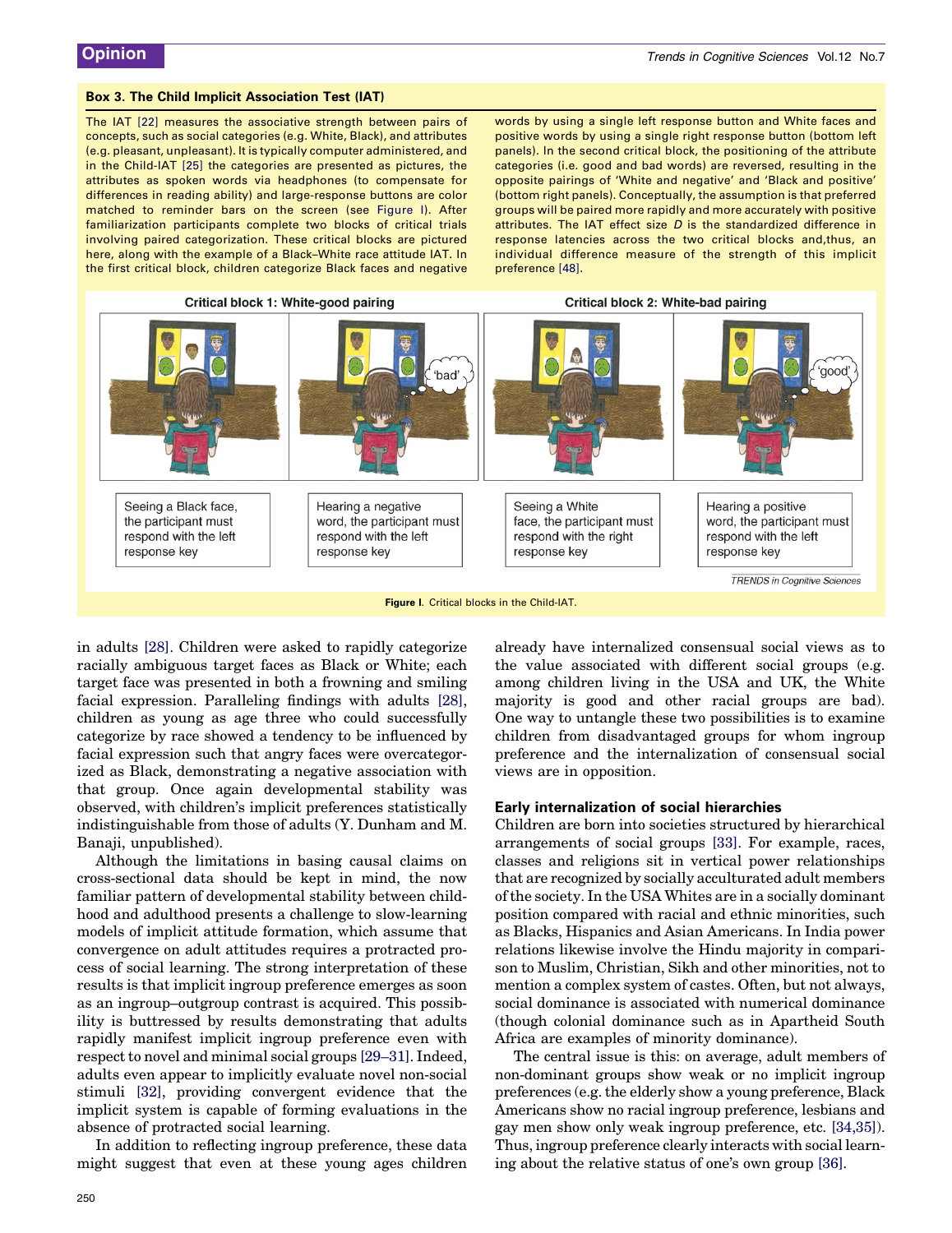### Box 3. The Child Implicit Association Test (IAT)

The IAT [22] measures the associative strength between pairs of concepts, such as social categories (e.g. White, Black), and attributes (e.g. pleasant, unpleasant). It is typically computer administered, and in the Child-IAT [25] the categories are presented as pictures, the attributes as spoken words via headphones (to compensate for differences in reading ability) and large-response buttons are color matched to reminder bars on the screen (see Figure I). After familiarization participants complete two blocks of critical trials involving paired categorization. These critical blocks are pictured here, along with the example of a Black–White race attitude IAT. In the first critical block, children categorize Black faces and negative words by using a single left response button and White faces and positive words by using a single right response button (bottom left panels). In the second critical block, the positioning of the attribute categories (i.e. good and bad words) are reversed, resulting in the opposite pairings of 'White and negative' and 'Black and positive' (bottom right panels). Conceptually, the assumption is that preferred groups will be paired more rapidly and more accurately with positive attributes. The IAT effect size *D* is the standardized difference in response latencies across the two critical blocks and,thus, an individual difference measure of the strength of this implicit preference [48].

Critical block 1: White-good pairing

Critical block 2: White-bad pairing

Seeing a Black face, the participant must respond with the left response key

Hearing a negative word, the participant must respond with the left response key

Seeing a White face, the participant must respond with the right response key

Hearing a positive word, the participant must respond with the left response key

**Figure I.** Critical blocks in the Child-IAT.

in adults [28]. Children were asked to rapidly categorize racially ambiguous target faces as Black or White; each target face was presented in both a frowning and smiling facial expression. Paralleling findings with adults [28], children as young as age three who could successfully categorize by race showed a tendency to be influenced by facial expression such that angry faces were overcategorized as Black, demonstrating a negative association with that group. Once again developmental stability was observed, with children's implicit preferences statistically indistinguishable from those of adults (Y. Dunham and M. Banaji, unpublished).

Although the limitations in basing causal claims on cross-sectional data should be kept in mind, the now familiar pattern of developmental stability between childhood and adulthood presents a challenge to slow-learning models of implicit attitude formation, which assume that convergence on adult attitudes requires a protracted process of social learning. The strong interpretation of these results is that implicit ingroup preference emerges as soon as an ingroup–outgroup contrast is acquired. This possibility is buttressed by results demonstrating that adults rapidly manifest implicit ingroup preference even with respect to novel and minimal social groups [29–31]. Indeed, adults even appear to implicitly evaluate novel non-social stimuli [32], providing convergent evidence that the implicit system is capable of forming evaluations in the absence of protracted social learning.

In addition to reflecting ingroup preference, these data might suggest that even at these young ages children already have internalized consensual social views as to the value associated with different social groups (e.g. among children living in the USA and UK, the White majority is good and other racial groups are bad). One way to untangle these two possibilities is to examine children from disadvantaged groups for whom ingroup preference and the internalization of consensual social views are in opposition.

## Early internalization of social hierarchies

Children are born into societies structured by hierarchical arrangements of social groups [33]. For example, races, classes and religions sit in vertical power relationships that are recognized by socially acculturated adult members of the society. In the USA Whites are in a socially dominant position compared with racial and ethnic minorities, such as Blacks, Hispanics and Asian Americans. In India power relations likewise involve the Hindu majority in comparison to Muslim, Christian, Sikh and other minorities, not to mention a complex system of castes. Often, but not always, social dominance is associated with numerical dominance (though colonial dominance such as in Apartheid South Africa are examples of minority dominance).

The central issue is this: on average, adult members of non-dominant groups show weak or no implicit ingroup preferences (e.g. the elderly show a young preference, Black Americans show no racial ingroup preference, lesbians and gay men show only weak ingroup preference, etc. [34,35]). Thus, ingroup preference clearly interacts with social learning about the relative status of one's own group [36].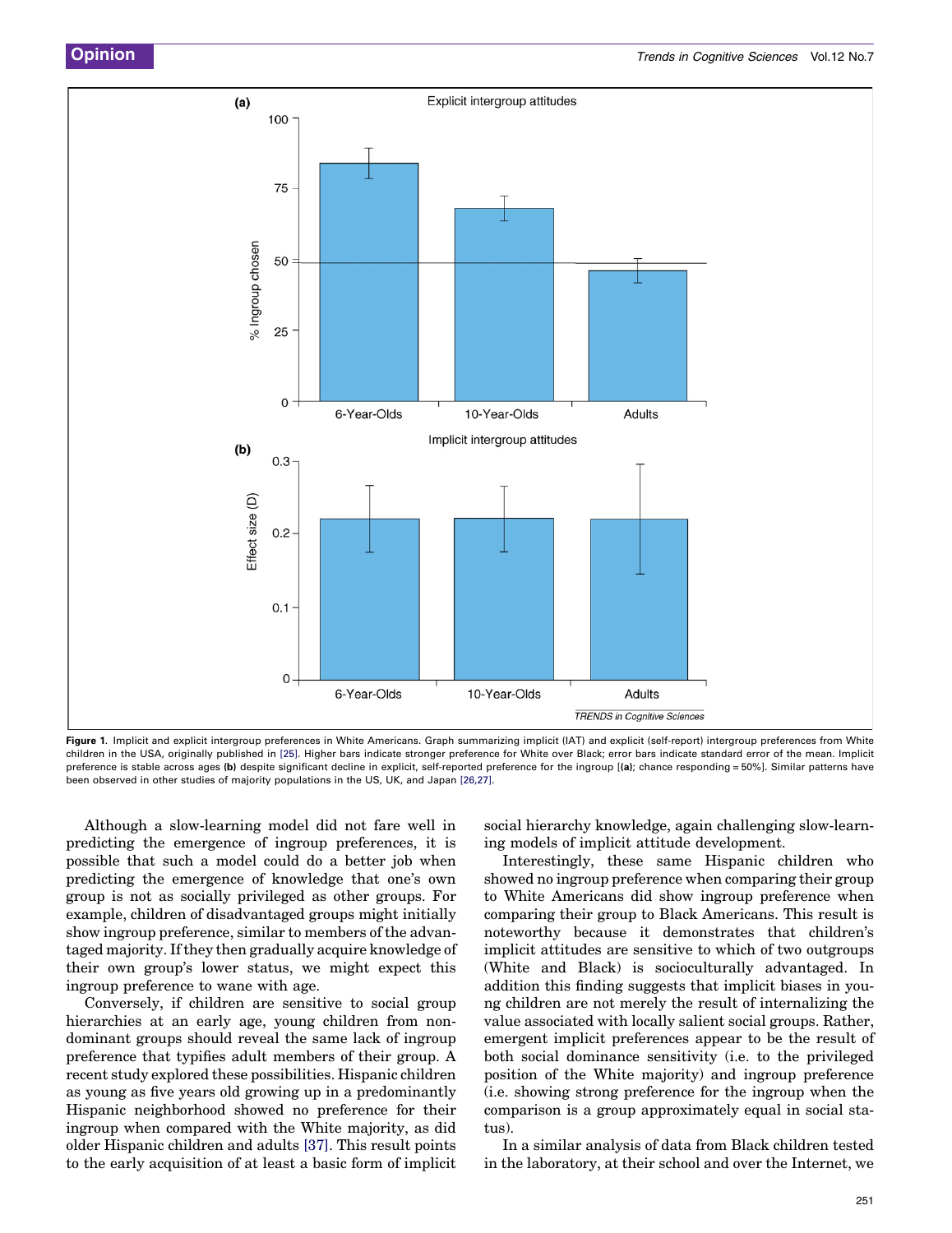**Figure 1**. Implicit and explicit intergroup preferences in White Americans. Graph summarizing implicit (IAT) and explicit (self-report) intergroup preferences from White children in the USA, originally published in [25]. Higher bars indicate stronger preference for White over Black; error bars indicate standard error of the mean. Implicit preference is stable across ages **(b)** despite significant decline in explicit, self-reported preference for the ingroup [(**a**); chance responding = 50%]. Similar patterns have been observed in other studies of majority populations in the US, UK, and Japan [26,27].

Although a slow-learning model did not fare well in predicting the emergence of ingroup preferences, it is possible that such a model could do a better job when predicting the emergence of knowledge that one's own group is not as socially privileged as other groups. For example, children of disadvantaged groups might initially show ingroup preference, similar to members of the advantaged majority. If they then gradually acquire knowledge of their own group's lower status, we might expect this ingroup preference to wane with age.

Conversely, if children are sensitive to social group hierarchies at an early age, young children from non-dominant groups should reveal the same lack of ingroup preference that typifies adult members of their group. A recent study explored these possibilities. Hispanic children as young as five years old growing up in a predominantly Hispanic neighborhood showed no preference for their ingroup when compared with the White majority, as did older Hispanic children and adults [37]. This result points to the early acquisition of at least a basic form of implicit social hierarchy knowledge, again challenging slow-learning models of implicit attitude development.

Interestingly, these same Hispanic children who showed no ingroup preference when comparing their group to White Americans did show ingroup preference when comparing their group to Black Americans. This result is noteworthy because it demonstrates that children's implicit attitudes are sensitive to which of two outgroups (White and Black) is socioculturally advantaged. In addition this finding suggests that implicit biases in young children are not merely the result of internalizing the value associated with locally salient social groups. Rather, emergent implicit preferences appear to be the result of both social dominance sensitivity (i.e. to the privileged position of the White majority) and ingroup preference (i.e. showing strong preference for the ingroup when the comparison is a group approximately equal in social status).

In a similar analysis of data from Black children tested in the laboratory, at their school and over the Internet, we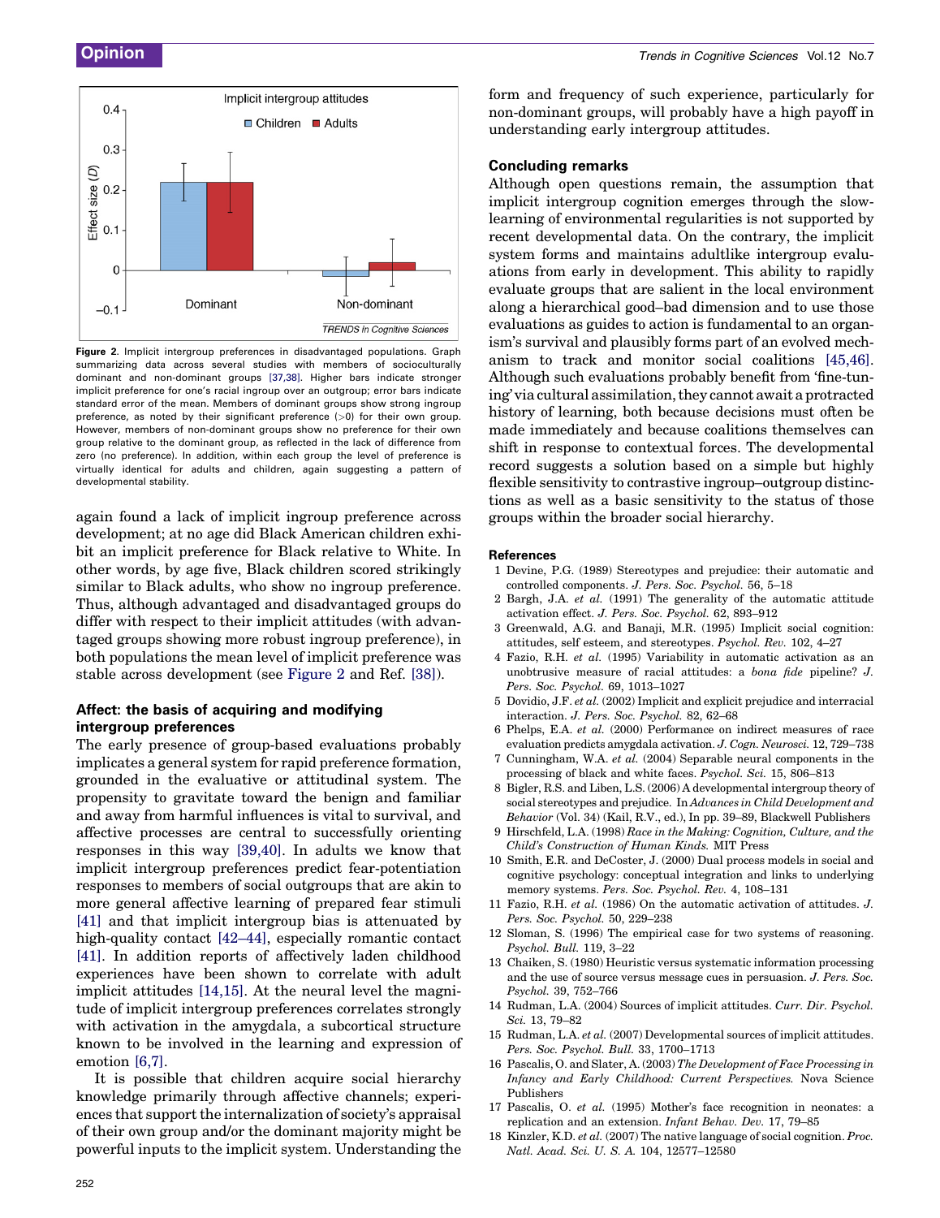Figure 2. Implicit intergroup preferences in disadvantaged populations. Graph summarizing data across several studies with members of socioculturally dominant and non-dominant groups [37,38]. Higher bars indicate stronger implicit preference for one's racial ingroup over an outgroup; error bars indicate standard error of the mean. Members of dominant groups show strong ingroup preference, as noted by their significant preference (>0) for their own group. However, members of non-dominant groups show no preference for their own group relative to the dominant group, as reflected in the lack of difference from zero (no preference). In addition, within each group the level of preference is virtually identical for adults and children, again suggesting a pattern of developmental stability.

again found a lack of implicit ingroup preference across development; at no age did Black American children exhibit an implicit preference for Black relative to White. In other words, by age five, Black children scored strikingly similar to Black adults, who show no ingroup preference. Thus, although advantaged and disadvantaged groups do differ with respect to their implicit attitudes (with advantaged groups showing more robust ingroup preference), in both populations the mean level of implicit preference was stable across development (see Figure 2 and Ref. [38]).

### Affect: the basis of acquiring and modifying intergroup preferences

The early presence of group-based evaluations probably implicates a general system for rapid preference formation, grounded in the evaluative or attitudinal system. The propensity to gravitate toward the benign and familiar and away from harmful influences is vital to survival, and affective processes are central to successfully orienting responses in this way [39,40]. In adults we know that implicit intergroup preferences predict fear-potentiation responses to members of social outgroups that are akin to more general affective learning of prepared fear stimuli [41] and that implicit intergroup bias is attenuated by high-quality contact [42–44], especially romantic contact [41]. In addition reports of affectively laden childhood experiences have been shown to correlate with adult implicit attitudes [14,15]. At the neural level the magnitude of implicit intergroup preferences correlates strongly with activation in the amygdala, a subcortical structure known to be involved in the learning and expression of emotion [6,7].

It is possible that children acquire social hierarchy knowledge primarily through affective channels; experiences that support the internalization of society's appraisal of their own group and/or the dominant majority might be powerful inputs to the implicit system. Understanding the form and frequency of such experience, particularly for non-dominant groups, will probably have a high payoff in understanding early intergroup attitudes.

### Concluding remarks

Although open questions remain, the assumption that implicit intergroup cognition emerges through the slow-learning of environmental regularities is not supported by recent developmental data. On the contrary, the implicit system forms and maintains adultlike intergroup evaluations from early in development. This ability to rapidly evaluate groups that are salient in the local environment along a hierarchical good–bad dimension and to use those evaluations as guides to action is fundamental to an organism's survival and plausibly forms part of an evolved mechanism to track and monitor social coalitions [45,46]. Although such evaluations probably benefit from 'fine-tuning' via cultural assimilation, they cannot await a protracted history of learning, both because decisions must often be made immediately and because coalitions themselves can shift in response to contextual forces. The developmental record suggests a solution based on a simple but highly flexible sensitivity to contrastive ingroup–outgroup distinctions as well as a basic sensitivity to the status of those groups within the broader social hierarchy.

### References

1 Devine, P.G. (1989) Stereotypes and prejudice: their automatic and controlled components. *J. Pers. Soc. Psychol.* 56, 5–18

2 Bargh, J.A. *et al.* (1991) The generality of the automatic attitude activation effect. *J. Pers. Soc. Psychol.* 62, 893–912

3 Greenwald, A.G. and Banaji, M.R. (1995) Implicit social cognition: attitudes, self esteem, and stereotypes. *Psychol. Rev.* 102, 4–27

4 Fazio, R.H. *et al.* (1995) Variability in automatic activation as an unobtrusive measure of racial attitudes: a *bona fide* pipeline? *J. Pers. Soc. Psychol.* 69, 1013–1027

5 Dovidio, J.F. *et al.* (2002) Implicit and explicit prejudice and interracial interaction. *J. Pers. Soc. Psychol.* 82, 62–68

6 Phelps, E.A. *et al.* (2000) Performance on indirect measures of race evaluation predicts amygdala activation. *J. Cogn. Neurosci.* 12, 729–738

7 Cunningham, W.A. *et al.* (2004) Separable neural components in the processing of black and white faces. *Psychol. Sci.* 15, 806–813

8 Bigler, R.S. and Liben, L.S. (2006) A developmental intergroup theory of social stereotypes and prejudice. In *Advances in Child Development and Behavior* (Vol. 34) (Kail, R.V., ed.), In pp. 39–89, Blackwell Publishers

9 Hirschfeld, L.A. (1998) *Race in the Making: Cognition, Culture, and the Child's Construction of Human Kinds.* MIT Press

10 Smith, E.R. and DeCoster, J. (2000) Dual process models in social and cognitive psychology: conceptual integration and links to underlying memory systems. *Pers. Soc. Psychol. Rev.* 4, 108–131

11 Fazio, R.H. *et al.* (1986) On the automatic activation of attitudes. *J. Pers. Soc. Psychol.* 50, 229–238

12 Sloman, S. (1996) The empirical case for two systems of reasoning. *Psychol. Bull.* 119, 3–22

13 Chaiken, S. (1980) Heuristic versus systematic information processing and the use of source versus message cues in persuasion. *J. Pers. Soc. Psychol.* 39, 752–766

14 Rudman, L.A. (2004) Sources of implicit attitudes. *Curr. Dir. Psychol. Sci.* 13, 79–82

15 Rudman, L.A. *et al.* (2007) Developmental sources of implicit attitudes. *Pers. Soc. Psychol. Bull.* 33, 1700–1713

16 Pascalis, O. and Slater, A. (2003) *The Development of Face Processing in Infancy and Early Childhood: Current Perspectives.* Nova Science Publishers

17 Pascalis, O. *et al.* (1995) Mother's face recognition in neonates: a replication and an extension. *Infant Behav. Dev.* 17, 79–85

18 Kinzler, K.D. *et al.* (2007) The native language of social cognition. *Proc. Natl. Acad. Sci. U. S. A.* 104, 12577–12580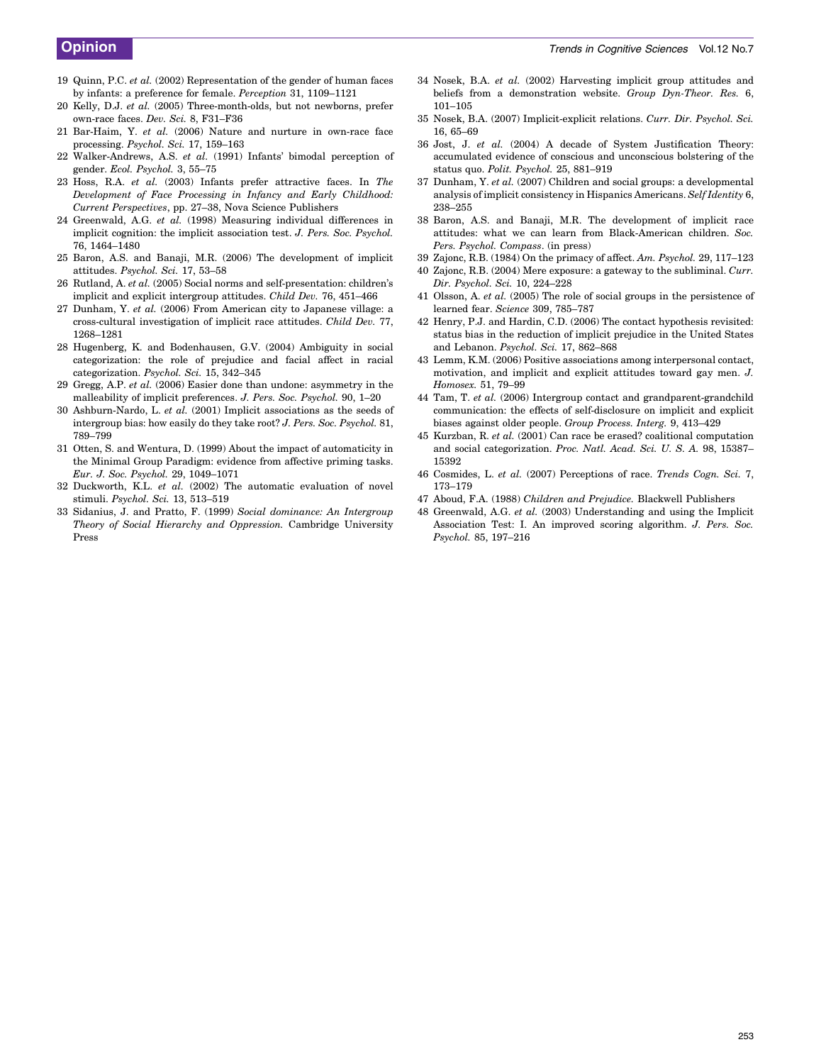19 Quinn, P.C. *et al.* (2002) Representation of the gender of human faces by infants: a preference for female. *Perception* 31, 1109–1121

20 Kelly, D.J. *et al.* (2005) Three-month-olds, but not newborns, prefer own-race faces. *Dev. Sci.* 8, F31–F36

21 Bar-Haim, Y. *et al.* (2006) Nature and nurture in own-race face processing. *Psychol. Sci.* 17, 159–163

22 Walker-Andrews, A.S. *et al.* (1991) Infants' bimodal perception of gender. *Ecol. Psychol.* 3, 55–75

23 Hoss, R.A. *et al.* (2003) Infants prefer attractive faces. In *The Development of Face Processing in Infancy and Early Childhood: Current Perspectives*, pp. 27–38, Nova Science Publishers

24 Greenwald, A.G. *et al.* (1998) Measuring individual differences in implicit cognition: the implicit association test. *J. Pers. Soc. Psychol.* 76, 1464–1480

25 Baron, A.S. and Banaji, M.R. (2006) The development of implicit attitudes. *Psychol. Sci.* 17, 53–58

26 Rutland, A. *et al.* (2005) Social norms and self-presentation: children's implicit and explicit intergroup attitudes. *Child Dev.* 76, 451–466

27 Dunham, Y. *et al.* (2006) From American city to Japanese village: a cross-cultural investigation of implicit race attitudes. *Child Dev.* 77, 1268–1281

28 Hugenberg, K. and Bodenhausen, G.V. (2004) Ambiguity in social categorization: the role of prejudice and facial affect in racial categorization. *Psychol. Sci.* 15, 342–345

29 Gregg, A.P. *et al.* (2006) Easier done than undone: asymmetry in the malleability of implicit preferences. *J. Pers. Soc. Psychol.* 90, 1–20

30 Ashburn-Nardo, L. *et al.* (2001) Implicit associations as the seeds of intergroup bias: how easily do they take root? *J. Pers. Soc. Psychol.* 81, 789–799

31 Otten, S. and Wentura, D. (1999) About the impact of automaticity in the Minimal Group Paradigm: evidence from affective priming tasks. *Eur. J. Soc. Psychol.* 29, 1049–1071

32 Duckworth, K.L. *et al.* (2002) The automatic evaluation of novel stimuli. *Psychol. Sci.* 13, 513–519

33 Sidanius, J. and Pratto, F. (1999) *Social dominance: An Intergroup Theory of Social Hierarchy and Oppression.* Cambridge University Press

34 Nosek, B.A. *et al.* (2002) Harvesting implicit group attitudes and beliefs from a demonstration website. *Group Dyn-Theor. Res.* 6, 101–105

35 Nosek, B.A. (2007) Implicit-explicit relations. *Curr. Dir. Psychol. Sci.* 16, 65–69

36 Jost, J. *et al.* (2004) A decade of System Justification Theory: accumulated evidence of conscious and unconscious bolstering of the status quo. *Polit. Psychol.* 25, 881–919

37 Dunham, Y. *et al.* (2007) Children and social groups: a developmental analysis of implicit consistency in Hispanics Americans. *Self Identity* 6, 238–255

38 Baron, A.S. and Banaji, M.R. The development of implicit race attitudes: what we can learn from Black-American children. *Soc. Pers. Psychol. Compass*. (in press)

39 Zajonc, R.B. (1984) On the primacy of affect. *Am. Psychol.* 29, 117–123

40 Zajonc, R.B. (2004) Mere exposure: a gateway to the subliminal. *Curr. Dir. Psychol. Sci.* 10, 224–228

41 Olsson, A. *et al.* (2005) The role of social groups in the persistence of learned fear. *Science* 309, 785–787

42 Henry, P.J. and Hardin, C.D. (2006) The contact hypothesis revisited: status bias in the reduction of implicit prejudice in the United States and Lebanon. *Psychol. Sci.* 17, 862–868

43 Lemm, K.M. (2006) Positive associations among interpersonal contact, motivation, and implicit and explicit attitudes toward gay men. *J. Homosex.* 51, 79–99

44 Tam, T. *et al.* (2006) Intergroup contact and grandparent-grandchild communication: the effects of self-disclosure on implicit and explicit biases against older people. *Group Process. Interg.* 9, 413–429

45 Kurzban, R. *et al.* (2001) Can race be erased? coalitional computation and social categorization. *Proc. Natl. Acad. Sci. U. S. A.* 98, 15387–15392

46 Cosmides, L. *et al.* (2007) Perceptions of race. *Trends Cogn. Sci.* 7, 173–179

47 Aboud, F.A. (1988) *Children and Prejudice.* Blackwell Publishers

48 Greenwald, A.G. *et al.* (2003) Understanding and using the Implicit Association Test: I. An improved scoring algorithm. *J. Pers. Soc. Psychol.* 85, 197–216